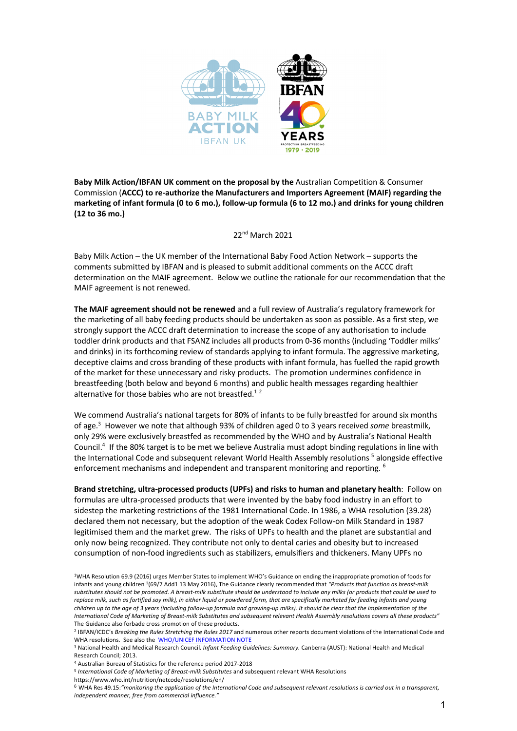**Baby Milk Action/IBFAN UK comment on the proposal by the** Australian Competition & Consumer Commission (**ACCC) to re-authorize the Manufacturers and Importers Agreement (MAIF) regarding the marketing of infant formula (0 to 6 mo.), follow-up formula (6 to 12 mo.) and drinks for young children (12 to 36 mo.)**

22nd March 2021

Baby Milk Action – the UK member of the International Baby Food Action Network – supports the comments submitted by IBFAN and is pleased to submit additional comments on the ACCC draft determination on the MAIF agreement. Below we outline the rationale for our recommendation that the MAIF agreement is not renewed.

**The MAIF agreement should not be renewed** and a full review of Australia's regulatory framework for the marketing of all baby feeding products should be undertaken as soon as possible. As a first step, we strongly support the ACCC draft determination to increase the scope of any authorisation to include toddler drink products and that FSANZ includes all products from 0-36 months (including 'Toddler milks' and drinks) in its forthcoming review of standards applying to infant formula. The aggressive marketing, deceptive claims and cross branding of these products with infant formula, has fuelled the rapid growth of the market for these unnecessary and risky products. The promotion undermines confidence in breastfeeding (both below and beyond 6 months) and public health messages regarding healthier alternative for those babies who are not breastfed.[1] [2]

We commend Australia's national targets for 80% of infants to be fully breastfed for around six months of age.[3] However we note that although 93% of children aged 0 to 3 years received *some* breastmilk, only 29% were exclusively breastfed as recommended by the WHO and by Australia's National Health Council.[4] If the 80% target is to be met we believe Australia must adopt binding regulations in line with the International Code and subsequent relevant World Health Assembly resolutions [5] alongside effective enforcement mechanisms and independent and transparent monitoring and reporting. [6]

**Brand stretching, ultra-processed products (UPFs) and risks to human and planetary health**: Follow on formulas are ultra-processed products that were invented by the baby food industry in an effort to sidestep the marketing restrictions of the 1981 International Code. In 1986, a WHA resolution (39.28) declared them not necessary, but the adoption of the weak Codex Follow-on Milk Standard in 1987 legitimised them and the market grew. The risks of UPFs to health and the planet are substantial and only now being recognized. They contribute not only to dental caries and obesity but to increased consumption of non-food ingredients such as stabilizers, emulsifiers and thickeners. Many UPFs no

---

[1] WHA Resolution 69.9 (2016) urges Member States to implement WHO's Guidance on ending the inappropriate promotion of foods for infants and young children [1](69/7 Add1 13 May 2016), The Guidance clearly recommended that *"Products that function as breast-milk substitutes should not be promoted. A breast-milk substitute should be understood to include any milks (or products that could be used to replace milk, such as fortified soy milk), in either liquid or powdered form, that are specifically marketed for feeding infants and young children up to the age of 3 years (including follow-up formula and growing-up milks). It should be clear that the implementation of the International Code of Marketing of Breast-milk Substitutes and subsequent relevant Health Assembly resolutions covers all these products"* The Guidance also forbade cross promotion of these products.

[2] IBFAN/ICDC's *Breaking the Rules Stretching the Rules 2017* and numerous other reports document violations of the International Code and WHA resolutions. See also the WHO/UNICEF INFORMATION NOTE

[3] National Health and Medical Research Council. *Infant Feeding Guidelines: Summary.* Canberra (AUST): National Health and Medical Research Council; 2013.

[4] Australian Bureau of Statistics for the reference period 2017-2018

[5] *International Code of Marketing of Breast-milk Substitutes* and subsequent relevant WHA Resolutions https://www.who.int/nutrition/netcode/resolutions/en/

[6] WHA Res 49.15:*"monitoring the application of the International Code and subsequent relevant resolutions is carried out in a transparent, independent manner, free from commercial influence."*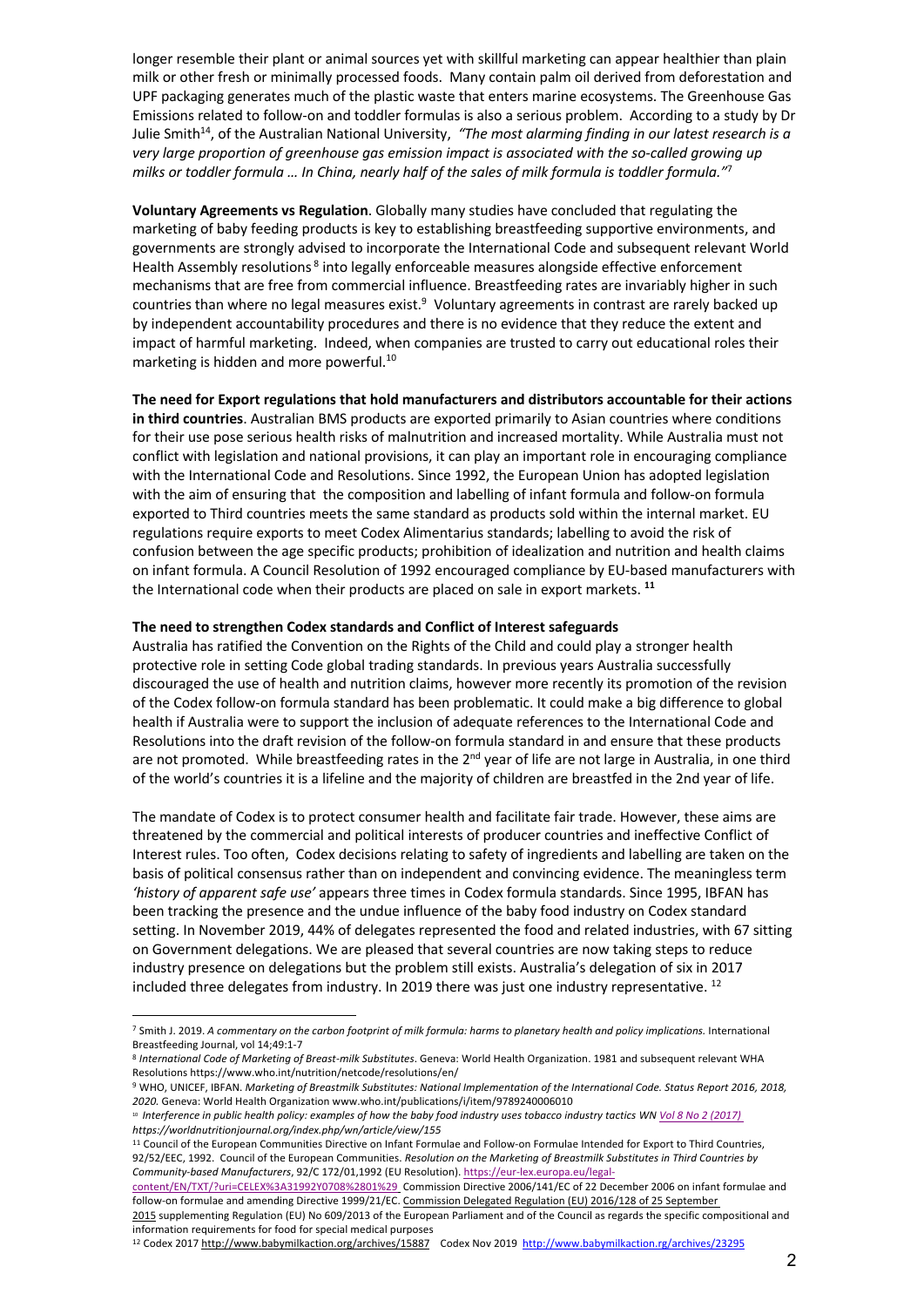longer resemble their plant or animal sources yet with skillful marketing can appear healthier than plain milk or other fresh or minimally processed foods. Many contain palm oil derived from deforestation and UPF packaging generates much of the plastic waste that enters marine ecosystems. The Greenhouse Gas Emissions related to follow-on and toddler formulas is also a serious problem. According to a study by Dr Julie Smith[14], of the Australian National University, *"The most alarming finding in our latest research is a very large proportion of greenhouse gas emission impact is associated with the so-called growing up milks or toddler formula … In China, nearly half of the sales of milk formula is toddler formula."*[7]

**Voluntary Agreements vs Regulation**. Globally many studies have concluded that regulating the marketing of baby feeding products is key to establishing breastfeeding supportive environments, and governments are strongly advised to incorporate the International Code and subsequent relevant World Health Assembly resolutions[8] into legally enforceable measures alongside effective enforcement mechanisms that are free from commercial influence. Breastfeeding rates are invariably higher in such countries than where no legal measures exist.[9] Voluntary agreements in contrast are rarely backed up by independent accountability procedures and there is no evidence that they reduce the extent and impact of harmful marketing. Indeed, when companies are trusted to carry out educational roles their marketing is hidden and more powerful.[10]

**The need for Export regulations that hold manufacturers and distributors accountable for their actions in third countries**. Australian BMS products are exported primarily to Asian countries where conditions for their use pose serious health risks of malnutrition and increased mortality. While Australia must not conflict with legislation and national provisions, it can play an important role in encouraging compliance with the International Code and Resolutions. Since 1992, the European Union has adopted legislation with the aim of ensuring that the composition and labelling of infant formula and follow-on formula exported to Third countries meets the same standard as products sold within the internal market. EU regulations require exports to meet Codex Alimentarius standards; labelling to avoid the risk of confusion between the age specific products; prohibition of idealization and nutrition and health claims on infant formula. A Council Resolution of 1992 encouraged compliance by EU-based manufacturers with the International code when their products are placed on sale in export markets. [11]

**The need to strengthen Codex standards and Conflict of Interest safeguards**

Australia has ratified the Convention on the Rights of the Child and could play a stronger health protective role in setting Code global trading standards. In previous years Australia successfully discouraged the use of health and nutrition claims, however more recently its promotion of the revision of the Codex follow-on formula standard has been problematic. It could make a big difference to global health if Australia were to support the inclusion of adequate references to the International Code and Resolutions into the draft revision of the follow-on formula standard in and ensure that these products are not promoted. While breastfeeding rates in the 2nd year of life are not large in Australia, in one third of the world's countries it is a lifeline and the majority of children are breastfed in the 2nd year of life.

The mandate of Codex is to protect consumer health and facilitate fair trade. However, these aims are threatened by the commercial and political interests of producer countries and ineffective Conflict of Interest rules. Too often, Codex decisions relating to safety of ingredients and labelling are taken on the basis of political consensus rather than on independent and convincing evidence. The meaningless term *'history of apparent safe use'* appears three times in Codex formula standards. Since 1995, IBFAN has been tracking the presence and the undue influence of the baby food industry on Codex standard setting. In November 2019, 44% of delegates represented the food and related industries, with 67 sitting on Government delegations. We are pleased that several countries are now taking steps to reduce industry presence on delegations but the problem still exists. Australia's delegation of six in 2017 included three delegates from industry. In 2019 there was just one industry representative. [12]

---

[7] Smith J. 2019. *A commentary on the carbon footprint of milk formula: harms to planetary health and policy implications.* International Breastfeeding Journal, vol 14;49:1-7

[8] *International Code of Marketing of Breast-milk Substitutes*. Geneva: World Health Organization. 1981 and subsequent relevant WHA Resolutions https://www.who.int/nutrition/netcode/resolutions/en/

[9] WHO, UNICEF, IBFAN. *Marketing of Breastmilk Substitutes: National Implementation of the International Code. Status Report 2016, 2018, 2020.* Geneva: World Health Organization www.who.int/publications/i/item/9789240006010

[10] *Interference in public health policy: examples of how the baby food industry uses tobacco industry tactics WN Vol 8 No 2 (2017) https://worldnutritionjournal.org/index.php/wn/article/view/155*

[11] Council of the European Communities Directive on Infant Formulae and Follow-on Formulae Intended for Export to Third Countries, 92/52/EEC, 1992. Council of the European Communities. *Resolution on the Marketing of Breastmilk Substitutes in Third Countries by Community-based Manufacturers*, 92/C 172/01,1992 (EU Resolution). https://eur-lex.europa.eu/legal-content/EN/TXT/?uri=CELEX%3A31992Y0708%2801%29 Commission Directive 2006/141/EC of 22 December 2006 on infant formulae and follow-on formulae and amending Directive 1999/21/EC. Commission Delegated Regulation (EU) 2016/128 of 25 September 2015 supplementing Regulation (EU) No 609/2013 of the European Parliament and of the Council as regards the specific compositional and information requirements for food for special medical purposes

[12] Codex 2017 http://www.babymilkaction.org/archives/15887 Codex Nov 2019 http://www.babymilkaction.rg/archives/23295